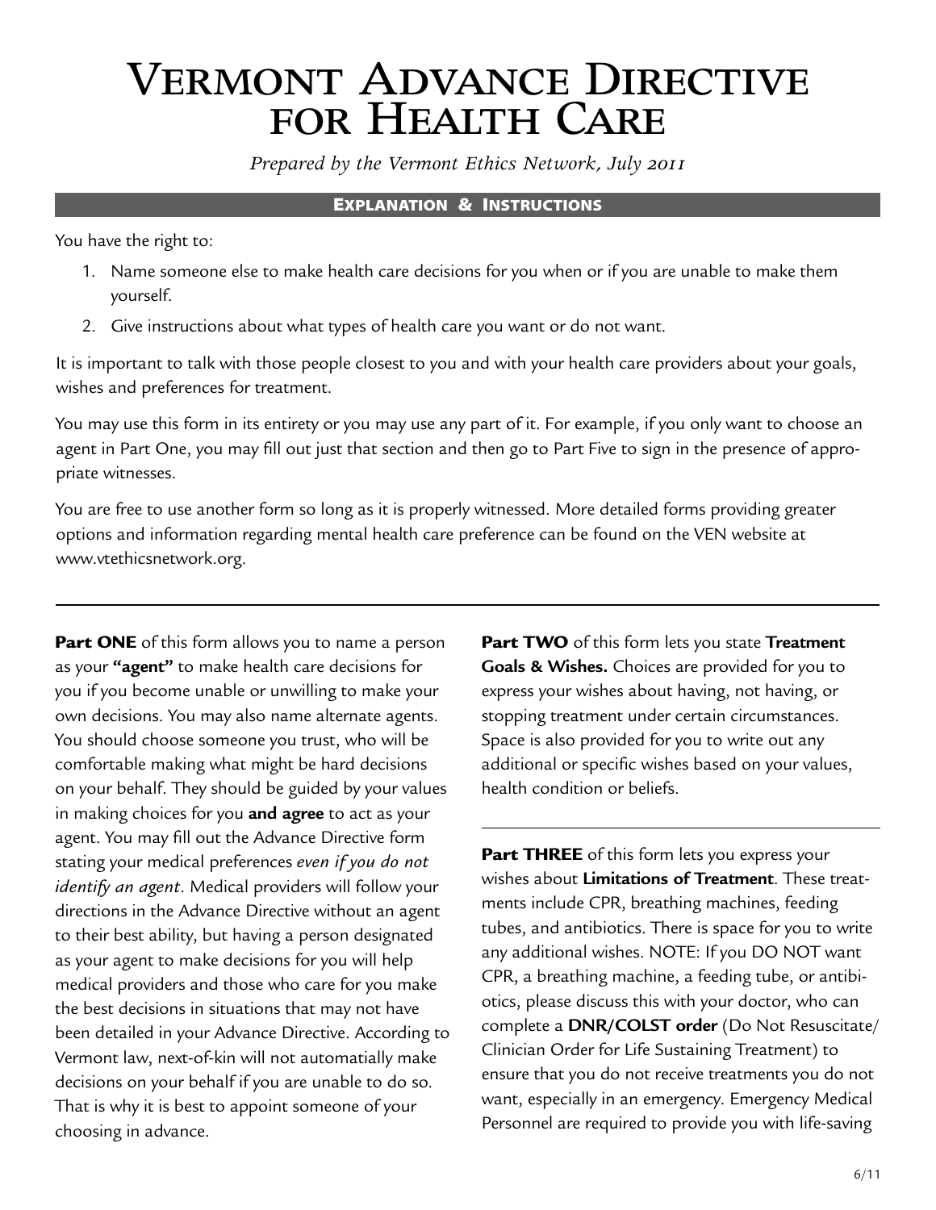# Vermont Advance Directive for Health Care

*Prepared by the Vermont Ethics Network, July 2011*

## Explanation & Instructions

You have the right to:

1. Name someone else to make health care decisions for you when or if you are unable to make them yourself.
2. Give instructions about what types of health care you want or do not want.

It is important to talk with those people closest to you and with your health care providers about your goals, wishes and preferences for treatment.

You may use this form in its entirety or you may use any part of it. For example, if you only want to choose an agent in Part One, you may fill out just that section and then go to Part Five to sign in the presence of appropriate witnesses.

You are free to use another form so long as it is properly witnessed. More detailed forms providing greater options and information regarding mental health care preference can be found on the VEN website at www.vtethicsnetwork.org.

---

**Part ONE** of this form allows you to name a person as your **"agent"** to make health care decisions for you if you become unable or unwilling to make your own decisions. You may also name alternate agents. You should choose someone you trust, who will be comfortable making what might be hard decisions on your behalf. They should be guided by your values in making choices for you **and agree** to act as your agent. You may fill out the Advance Directive form stating your medical preferences *even if you do not identify an agent*. Medical providers will follow your directions in the Advance Directive without an agent to their best ability, but having a person designated as your agent to make decisions for you will help medical providers and those who care for you make the best decisions in situations that may not have been detailed in your Advance Directive. According to Vermont law, next-of-kin will not automatially make decisions on your behalf if you are unable to do so. That is why it is best to appoint someone of your choosing in advance.

**Part TWO** of this form lets you state **Treatment Goals & Wishes.** Choices are provided for you to express your wishes about having, not having, or stopping treatment under certain circumstances. Space is also provided for you to write out any additional or specific wishes based on your values, health condition or beliefs.

---

**Part THREE** of this form lets you express your wishes about **Limitations of Treatment**. These treatments include CPR, breathing machines, feeding tubes, and antibiotics. There is space for you to write any additional wishes. NOTE: If you DO NOT want CPR, a breathing machine, a feeding tube, or antibiotics, please discuss this with your doctor, who can complete a **DNR/COLST order** (Do Not Resuscitate/ Clinician Order for Life Sustaining Treatment) to ensure that you do not receive treatments you do not want, especially in an emergency. Emergency Medical Personnel are required to provide you with life-saving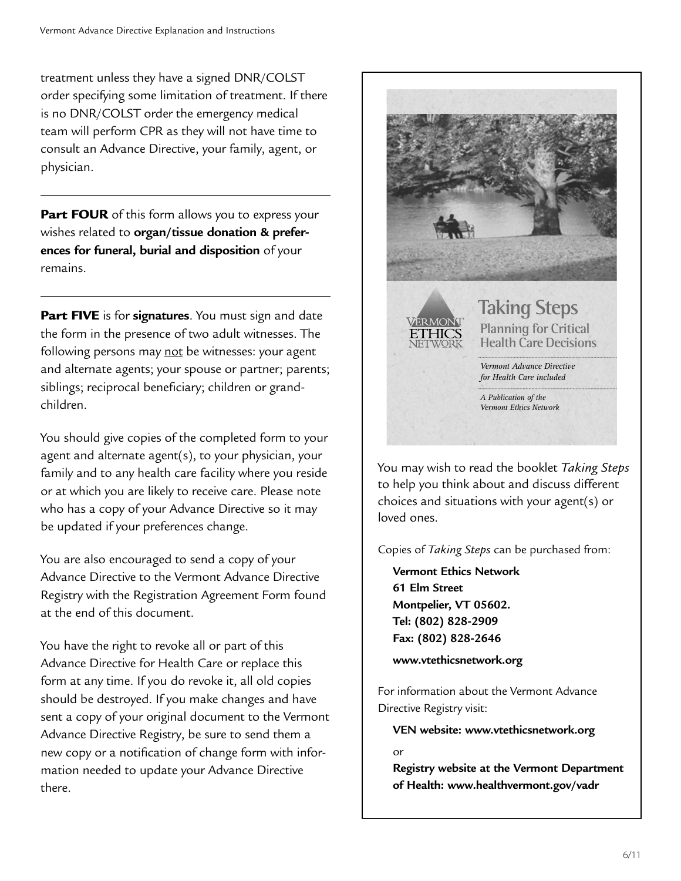treatment unless they have a signed DNR/COLST order specifying some limitation of treatment. If there is no DNR/COLST order the emergency medical team will perform CPR as they will not have time to consult an Advance Directive, your family, agent, or physician.

---

**Part FOUR** of this form allows you to express your wishes related to **organ/tissue donation & preferences for funeral, burial and disposition** of your remains.

---

**Part FIVE** is for **signatures**. You must sign and date the form in the presence of two adult witnesses. The following persons may not be witnesses: your agent and alternate agents; your spouse or partner; parents; siblings; reciprocal beneficiary; children or grandchildren.

You should give copies of the completed form to your agent and alternate agent(s), to your physician, your family and to any health care facility where you reside or at which you are likely to receive care. Please note who has a copy of your Advance Directive so it may be updated if your preferences change.

You are also encouraged to send a copy of your Advance Directive to the Vermont Advance Directive Registry with the Registration Agreement Form found at the end of this document.

You have the right to revoke all or part of this Advance Directive for Health Care or replace this form at any time. If you do revoke it, all old copies should be destroyed. If you make changes and have sent a copy of your original document to the Vermont Advance Directive Registry, be sure to send them a new copy or a notification of change form with information needed to update your Advance Directive there.

---

VERMONT ETHICS NETWORK

**Taking Steps**
**Planning for Critical Health Care Decisions**

*Vermont Advance Directive for Health Care included*

*A Publication of the Vermont Ethics Network*

You may wish to read the booklet *Taking Steps* to help you think about and discuss different choices and situations with your agent(s) or loved ones.

Copies of *Taking Steps* can be purchased from:

**Vermont Ethics Network**
**61 Elm Street**
**Montpelier, VT 05602.**
**Tel: (802) 828-2909**
**Fax: (802) 828-2646**

**www.vtethicsnetwork.org**

For information about the Vermont Advance Directive Registry visit:

**VEN website: www.vtethicsnetwork.org**

or

**Registry website at the Vermont Department of Health: www.healthvermont.gov/vadr**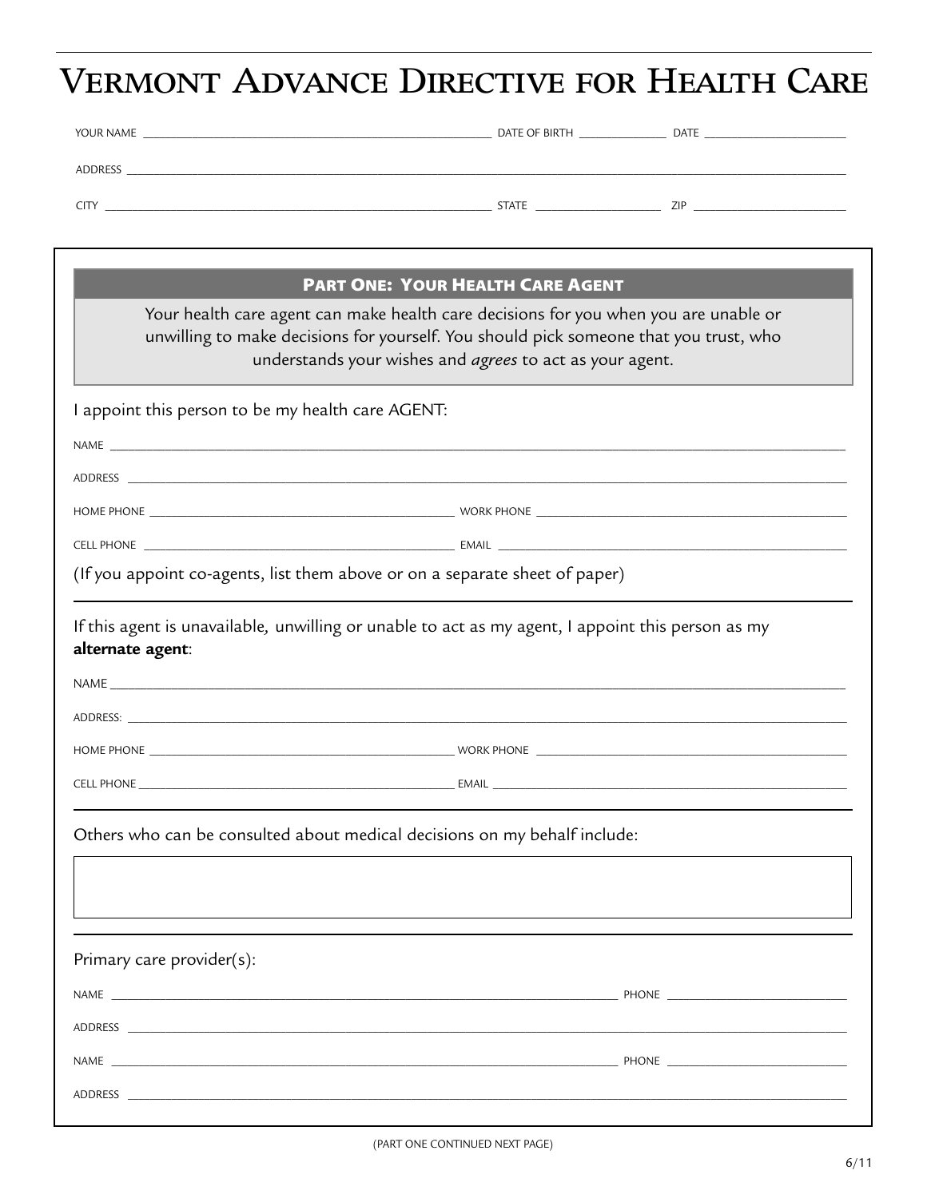# Vermont Advance Directive for Health Care

YOUR NAME ______________________________ DATE OF BIRTH ______________ DATE ______________

ADDRESS ______________________________________________________________

CITY ______________________________ STATE ______________ ZIP ______________

## Part One: Your Health Care Agent

Your health care agent can make health care decisions for you when you are unable or unwilling to make decisions for yourself. You should pick someone that you trust, who understands your wishes and *agrees* to act as your agent.

I appoint this person to be my health care AGENT:

NAME ______________________________________________________________

ADDRESS ______________________________________________________________

HOME PHONE ______________________________ WORK PHONE ______________________________

CELL PHONE ______________________________ EMAIL ______________________________

(If you appoint co-agents, list them above or on a separate sheet of paper)

If this agent is unavailable, unwilling or unable to act as my agent, I appoint this person as my **alternate agent**:

NAME ______________________________________________________________

ADDRESS: ______________________________________________________________

HOME PHONE ______________________________ WORK PHONE ______________________________

CELL PHONE ______________________________ EMAIL ______________________________

Others who can be consulted about medical decisions on my behalf include:

______________________________________________________________

Primary care provider(s):

NAME ______________________________________________ PHONE ______________________

ADDRESS ______________________________________________________________

NAME ______________________________________________ PHONE ______________________

ADDRESS ______________________________________________________________

(PART ONE CONTINUED NEXT PAGE)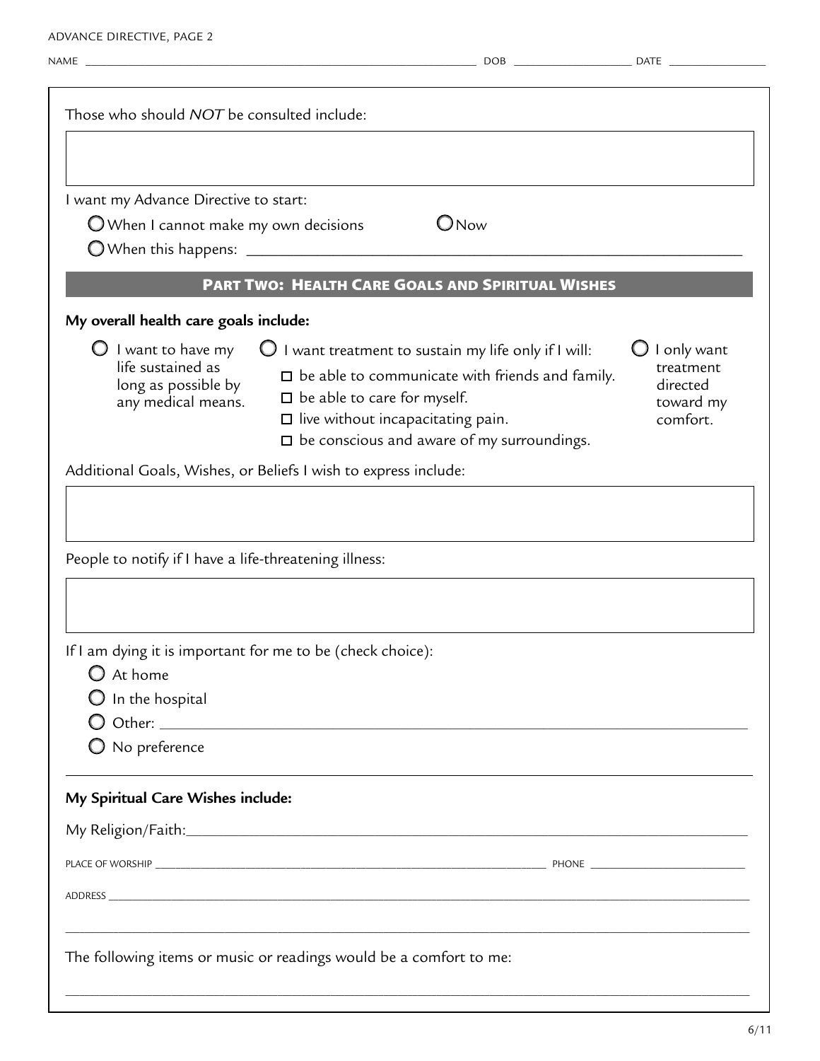NAME ______________________________ DOB ______________ DATE ______________

Those who should *NOT* be consulted include:

&nbsp;

I want my Advance Directive to start:

- ◯ When I cannot make my own decisions
- ◯ Now
- ◯ When this happens: ______________________________

## PART TWO: HEALTH CARE GOALS AND SPIRITUAL WISHES

**My overall health care goals include:**

- ◯ I want to have my life sustained as long as possible by any medical means.
- ◯ I want treatment to sustain my life only if I will:
  - ☐ be able to communicate with friends and family.
  - ☐ be able to care for myself.
  - ☐ live without incapacitating pain.
  - ☐ be conscious and aware of my surroundings.
- ◯ I only want treatment directed toward my comfort.

Additional Goals, Wishes, or Beliefs I wish to express include:

&nbsp;

People to notify if I have a life-threatening illness:

&nbsp;

If I am dying it is important for me to be (check choice):

- ◯ At home
- ◯ In the hospital
- ◯ Other: ______________________________
- ◯ No preference

**My Spiritual Care Wishes include:**

My Religion/Faith: ______________________________

PLACE OF WORSHIP ______________________________ PHONE ______________

ADDRESS ______________________________

______________________________

The following items or music or readings would be a comfort to me:

______________________________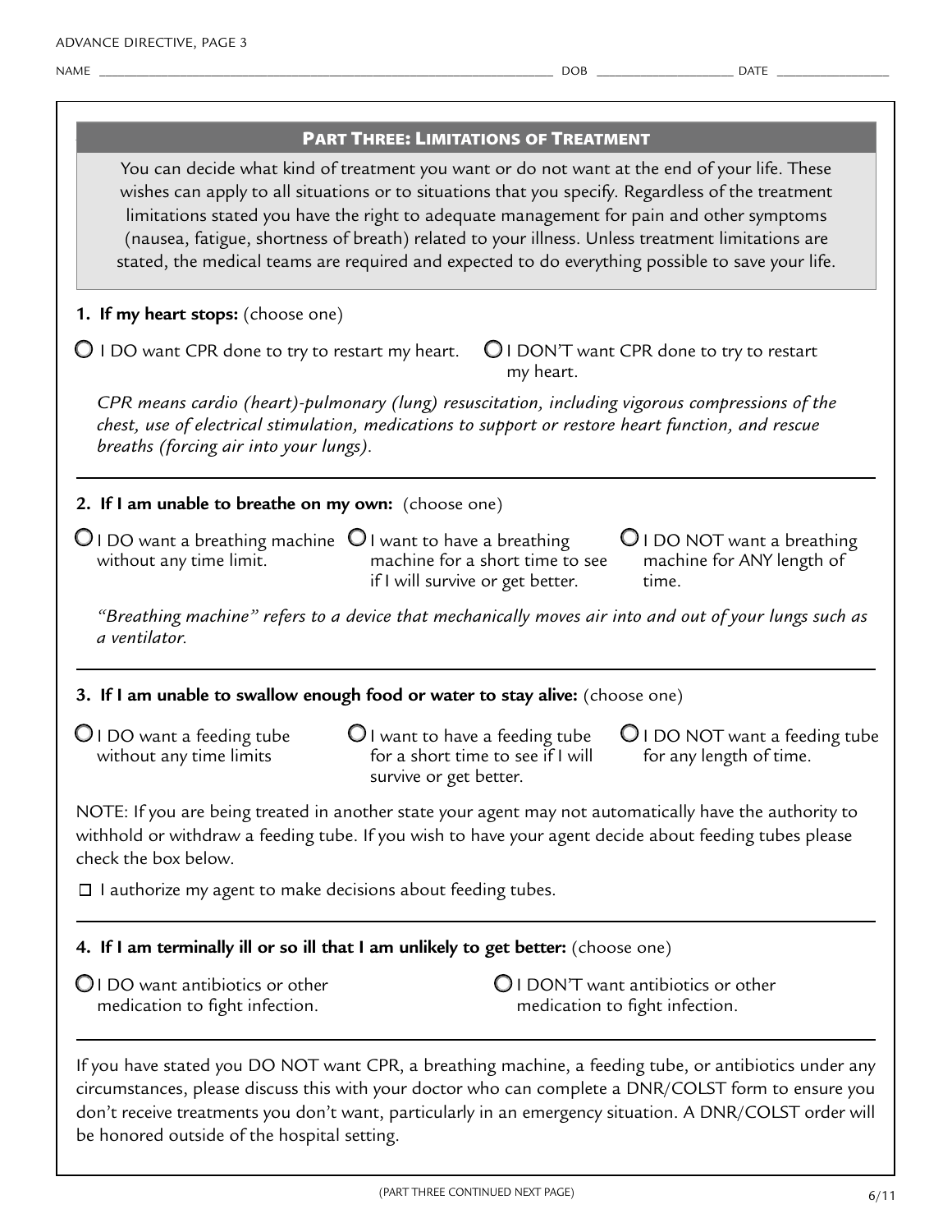NAME ______________________________ DOB ______________ DATE ______________

## Part Three: Limitations of Treatment

You can decide what kind of treatment you want or do not want at the end of your life. These wishes can apply to all situations or to situations that you specify. Regardless of the treatment limitations stated you have the right to adequate management for pain and other symptoms (nausea, fatigue, shortness of breath) related to your illness. Unless treatment limitations are stated, the medical teams are required and expected to do everything possible to save your life.

**1. If my heart stops:** (choose one)

- ○ I DO want CPR done to try to restart my heart.
- ○ I DON'T want CPR done to try to restart my heart.

*CPR means cardio (heart)-pulmonary (lung) resuscitation, including vigorous compressions of the chest, use of electrical stimulation, medications to support or restore heart function, and rescue breaths (forcing air into your lungs).*

---

**2. If I am unable to breathe on my own:** (choose one)

- ○ I DO want a breathing machine without any time limit.
- ○ I want to have a breathing machine for a short time to see if I will survive or get better.
- ○ I DO NOT want a breathing machine for ANY length of time.

*"Breathing machine" refers to a device that mechanically moves air into and out of your lungs such as a ventilator.*

---

**3. If I am unable to swallow enough food or water to stay alive:** (choose one)

- ○ I DO want a feeding tube without any time limits
- ○ I want to have a feeding tube for a short time to see if I will survive or get better.
- ○ I DO NOT want a feeding tube for any length of time.

NOTE: If you are being treated in another state your agent may not automatically have the authority to withhold or withdraw a feeding tube. If you wish to have your agent decide about feeding tubes please check the box below.

☐ I authorize my agent to make decisions about feeding tubes.

---

**4. If I am terminally ill or so ill that I am unlikely to get better:** (choose one)

- ○ I DO want antibiotics or other medication to fight infection.
- ○ I DON'T want antibiotics or other medication to fight infection.

---

If you have stated you DO NOT want CPR, a breathing machine, a feeding tube, or antibiotics under any circumstances, please discuss this with your doctor who can complete a DNR/COLST form to ensure you don't receive treatments you don't want, particularly in an emergency situation. A DNR/COLST order will be honored outside of the hospital setting.

(PART THREE CONTINUED NEXT PAGE)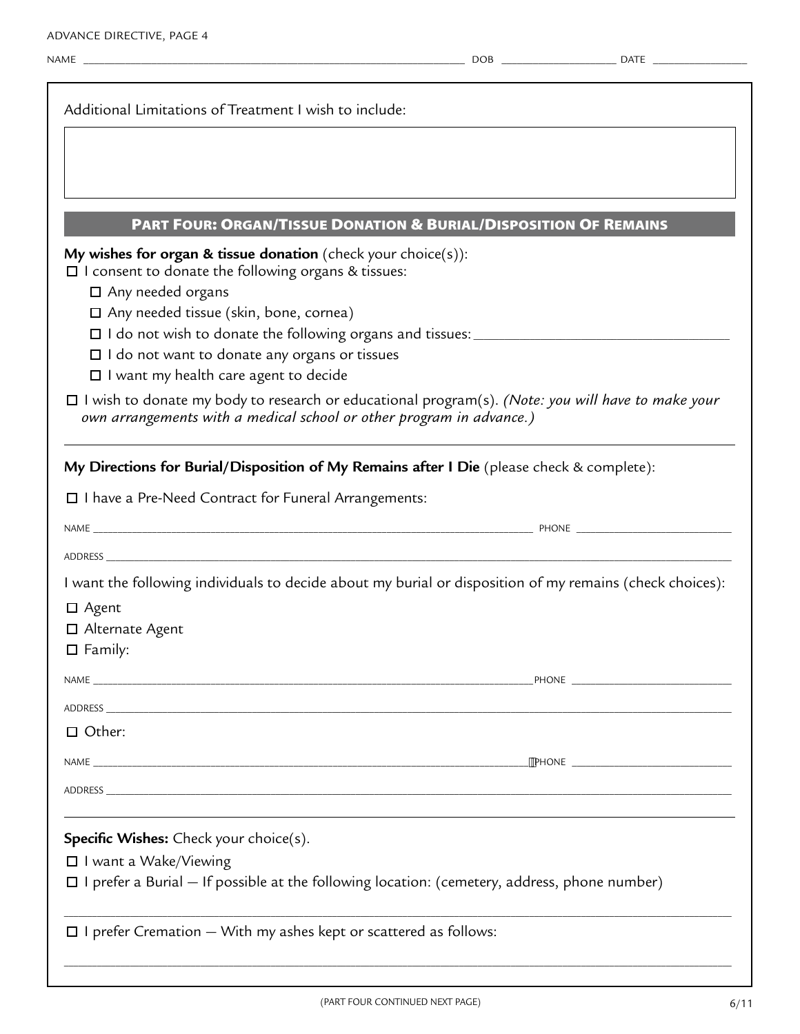NAME ______________________ DOB ____________ DATE ____________

Additional Limitations of Treatment I wish to include:

## PART FOUR: ORGAN/TISSUE DONATION & BURIAL/DISPOSITION OF REMAINS

**My wishes for organ & tissue donation** (check your choice(s)):

- ☐ I consent to donate the following organs & tissues:
  - ☐ Any needed organs
  - ☐ Any needed tissue (skin, bone, cornea)
  - ☐ I do not wish to donate the following organs and tissues: ______________________
  - ☐ I do not want to donate any organs or tissues
  - ☐ I want my health care agent to decide
- ☐ I wish to donate my body to research or educational program(s). *(Note: you will have to make your own arrangements with a medical school or other program in advance.)*

---

**My Directions for Burial/Disposition of My Remains after I Die** (please check & complete):

☐ I have a Pre-Need Contract for Funeral Arrangements:

NAME ______________________ PHONE ____________

ADDRESS ______________________

I want the following individuals to decide about my burial or disposition of my remains (check choices):

- ☐ Agent
- ☐ Alternate Agent
- ☐ Family:

NAME ______________________ PHONE ____________

ADDRESS ______________________

- ☐ Other:

NAME ______________________ PHONE ____________

ADDRESS ______________________

---

**Specific Wishes:** Check your choice(s).

- ☐ I want a Wake/Viewing
- ☐ I prefer a Burial — If possible at the following location: (cemetery, address, phone number)

______________________

- ☐ I prefer Cremation — With my ashes kept or scattered as follows:

______________________

(PART FOUR CONTINUED NEXT PAGE)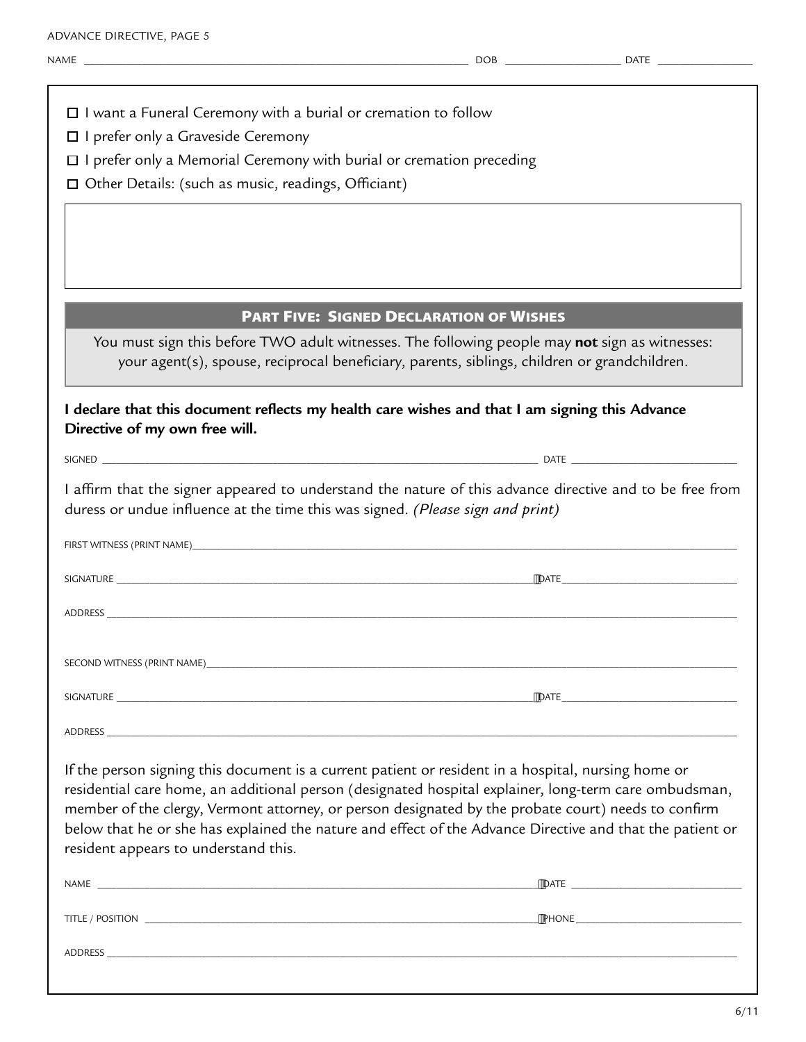NAME ______________________ DOB ______________ DATE ______________

- ☐ I want a Funeral Ceremony with a burial or cremation to follow
- ☐ I prefer only a Graveside Ceremony
- ☐ I prefer only a Memorial Ceremony with burial or cremation preceding
- ☐ Other Details: (such as music, readings, Officiant)

## Part Five: Signed Declaration of Wishes

You must sign this before TWO adult witnesses. The following people may **not** sign as witnesses: your agent(s), spouse, reciprocal beneficiary, parents, siblings, children or grandchildren.

**I declare that this document reflects my health care wishes and that I am signing this Advance Directive of my own free will.**

SIGNED ______________________________ DATE ______________

I affirm that the signer appeared to understand the nature of this advance directive and to be free from duress or undue influence at the time this was signed. *(Please sign and print)*

FIRST WITNESS (PRINT NAME) ______________________________

SIGNATURE ______________________________ DATE ______________

ADDRESS ______________________________

SECOND WITNESS (PRINT NAME) ______________________________

SIGNATURE ______________________________ DATE ______________

ADDRESS ______________________________

If the person signing this document is a current patient or resident in a hospital, nursing home or residential care home, an additional person (designated hospital explainer, long-term care ombudsman, member of the clergy, Vermont attorney, or person designated by the probate court) needs to confirm below that he or she has explained the nature and effect of the Advance Directive and that the patient or resident appears to understand this.

NAME ______________________________ DATE ______________

TITLE / POSITION ______________________________ PHONE ______________

ADDRESS ______________________________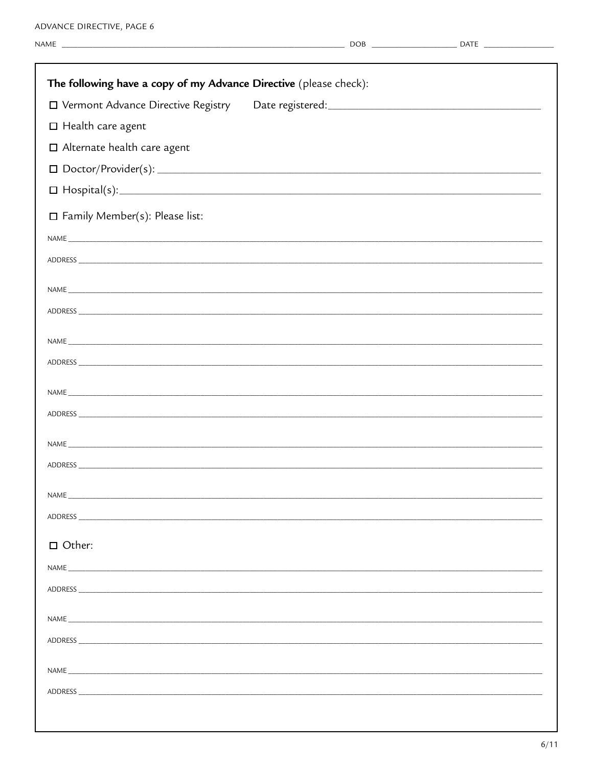NAME ______________________________ DOB ______________ DATE ______________

**The following have a copy of my Advance Directive** (please check):

☐ Vermont Advance Directive Registry    Date registered: ______________________________

☐ Health care agent

☐ Alternate health care agent

☐ Doctor/Provider(s): ______________________________

☐ Hospital(s): ______________________________

☐ Family Member(s): Please list:

NAME ______________________________

ADDRESS ______________________________

NAME ______________________________

ADDRESS ______________________________

NAME ______________________________

ADDRESS ______________________________

NAME ______________________________

ADDRESS ______________________________

NAME ______________________________

ADDRESS ______________________________

NAME ______________________________

ADDRESS ______________________________

☐ Other:

NAME ______________________________

ADDRESS ______________________________

NAME ______________________________

ADDRESS ______________________________

NAME ______________________________

ADDRESS ______________________________